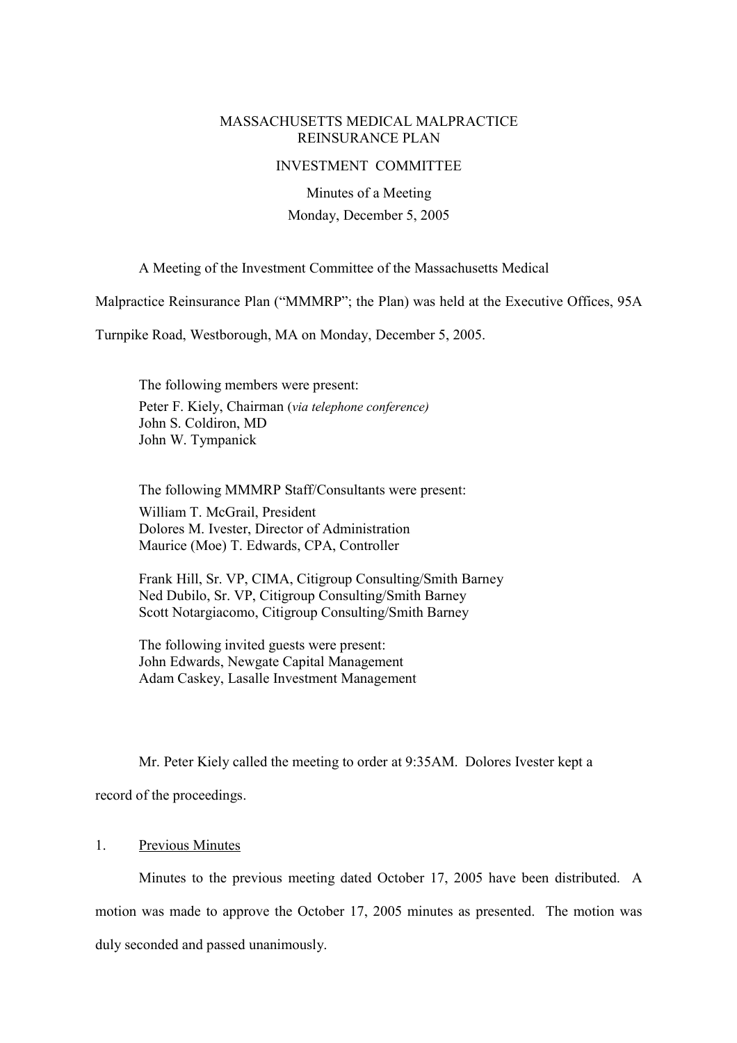# MASSACHUSETTS MEDICAL MALPRACTICE REINSURANCE PLAN

## INVESTMENT COMMITTEE

Minutes of a Meeting
Monday, December 5, 2005

A Meeting of the Investment Committee of the Massachusetts Medical Malpractice Reinsurance Plan ("MMMRP"; the Plan) was held at the Executive Offices, 95A Turnpike Road, Westborough, MA on Monday, December 5, 2005.

The following members were present:

Peter F. Kiely, Chairman (*via telephone conference*)
John S. Coldiron, MD
John W. Tympanick

The following MMMRP Staff/Consultants were present:

William T. McGrail, President
Dolores M. Ivester, Director of Administration
Maurice (Moe) T. Edwards, CPA, Controller

Frank Hill, Sr. VP, CIMA, Citigroup Consulting/Smith Barney
Ned Dubilo, Sr. VP, Citigroup Consulting/Smith Barney
Scott Notargiacomo, Citigroup Consulting/Smith Barney

The following invited guests were present:

John Edwards, Newgate Capital Management
Adam Caskey, Lasalle Investment Management

Mr. Peter Kiely called the meeting to order at 9:35AM. Dolores Ivester kept a record of the proceedings.

1. Previous Minutes

Minutes to the previous meeting dated October 17, 2005 have been distributed. A motion was made to approve the October 17, 2005 minutes as presented. The motion was duly seconded and passed unanimously.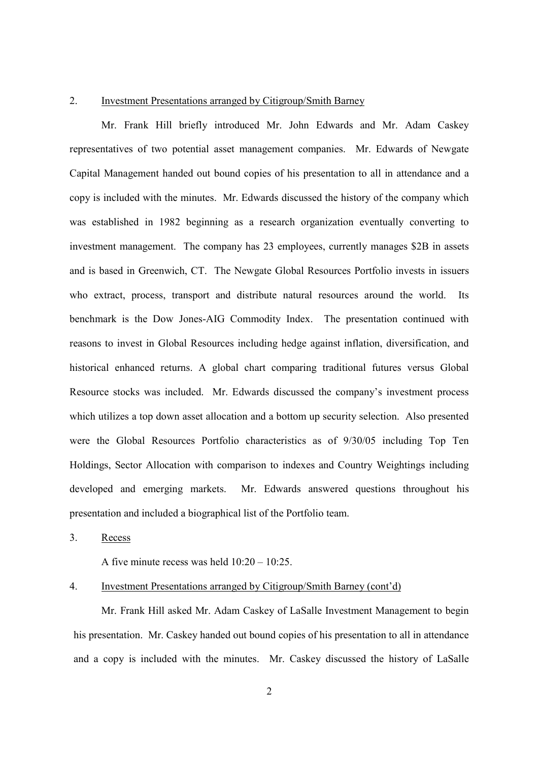2. Investment Presentations arranged by Citigroup/Smith Barney

Mr. Frank Hill briefly introduced Mr. John Edwards and Mr. Adam Caskey representatives of two potential asset management companies. Mr. Edwards of Newgate Capital Management handed out bound copies of his presentation to all in attendance and a copy is included with the minutes. Mr. Edwards discussed the history of the company which was established in 1982 beginning as a research organization eventually converting to investment management. The company has 23 employees, currently manages $2B in assets and is based in Greenwich, CT. The Newgate Global Resources Portfolio invests in issuers who extract, process, transport and distribute natural resources around the world. Its benchmark is the Dow Jones-AIG Commodity Index. The presentation continued with reasons to invest in Global Resources including hedge against inflation, diversification, and historical enhanced returns. A global chart comparing traditional futures versus Global Resource stocks was included. Mr. Edwards discussed the company's investment process which utilizes a top down asset allocation and a bottom up security selection. Also presented were the Global Resources Portfolio characteristics as of 9/30/05 including Top Ten Holdings, Sector Allocation with comparison to indexes and Country Weightings including developed and emerging markets. Mr. Edwards answered questions throughout his presentation and included a biographical list of the Portfolio team.

3. Recess

A five minute recess was held 10:20 – 10:25.

4. Investment Presentations arranged by Citigroup/Smith Barney (cont'd)

Mr. Frank Hill asked Mr. Adam Caskey of LaSalle Investment Management to begin his presentation. Mr. Caskey handed out bound copies of his presentation to all in attendance and a copy is included with the minutes. Mr. Caskey discussed the history of LaSalle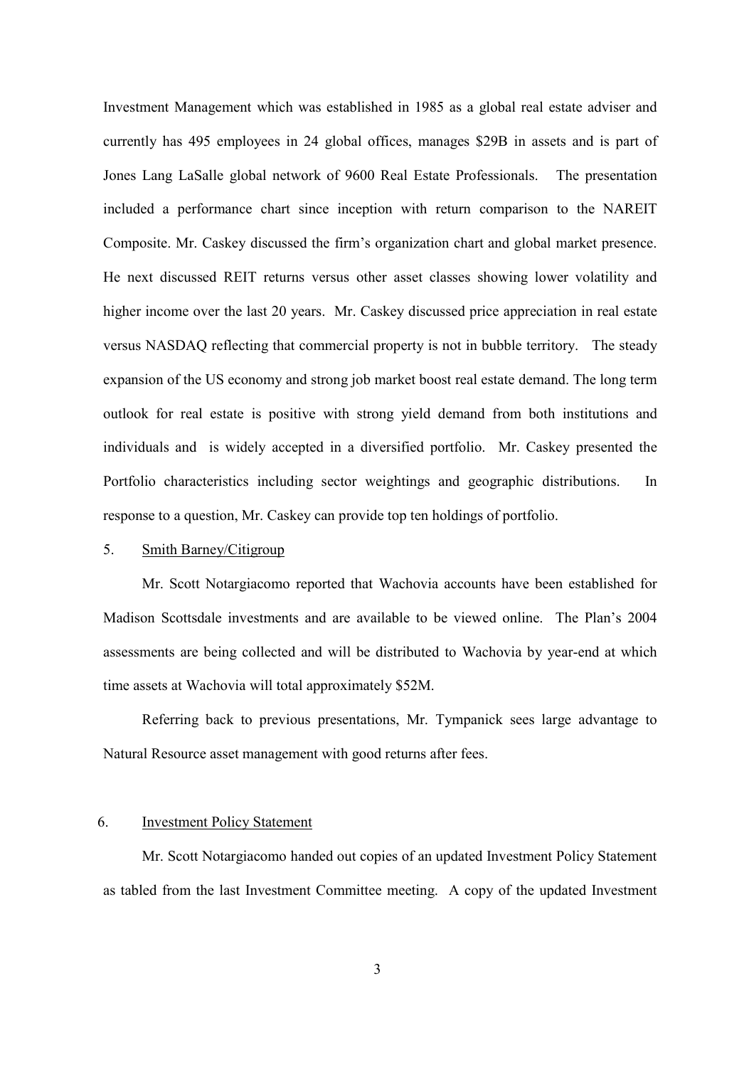Investment Management which was established in 1985 as a global real estate adviser and currently has 495 employees in 24 global offices, manages $29B in assets and is part of Jones Lang LaSalle global network of 9600 Real Estate Professionals. The presentation included a performance chart since inception with return comparison to the NAREIT Composite. Mr. Caskey discussed the firm's organization chart and global market presence. He next discussed REIT returns versus other asset classes showing lower volatility and higher income over the last 20 years. Mr. Caskey discussed price appreciation in real estate versus NASDAQ reflecting that commercial property is not in bubble territory. The steady expansion of the US economy and strong job market boost real estate demand. The long term outlook for real estate is positive with strong yield demand from both institutions and individuals and is widely accepted in a diversified portfolio. Mr. Caskey presented the Portfolio characteristics including sector weightings and geographic distributions. In response to a question, Mr. Caskey can provide top ten holdings of portfolio.

5. Smith Barney/Citigroup

Mr. Scott Notargiacomo reported that Wachovia accounts have been established for Madison Scottsdale investments and are available to be viewed online. The Plan's 2004 assessments are being collected and will be distributed to Wachovia by year-end at which time assets at Wachovia will total approximately $52M.

Referring back to previous presentations, Mr. Tympanick sees large advantage to Natural Resource asset management with good returns after fees.

6. Investment Policy Statement

Mr. Scott Notargiacomo handed out copies of an updated Investment Policy Statement as tabled from the last Investment Committee meeting. A copy of the updated Investment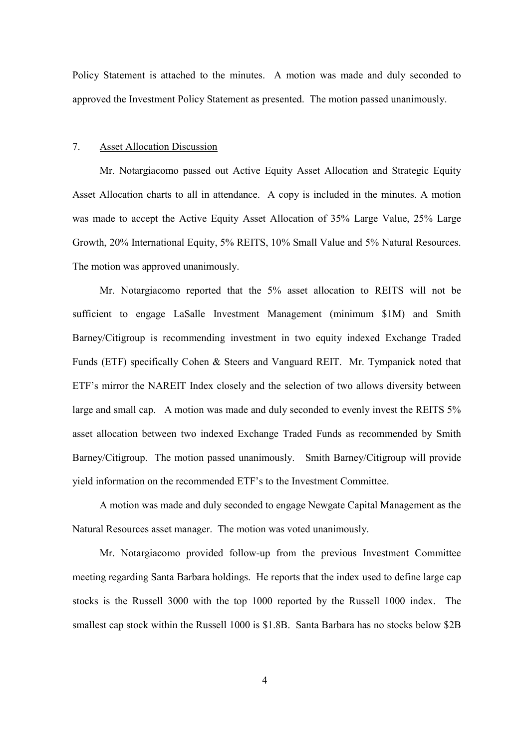Policy Statement is attached to the minutes. A motion was made and duly seconded to approved the Investment Policy Statement as presented. The motion passed unanimously.

7. Asset Allocation Discussion

Mr. Notargiacomo passed out Active Equity Asset Allocation and Strategic Equity Asset Allocation charts to all in attendance. A copy is included in the minutes. A motion was made to accept the Active Equity Asset Allocation of 35% Large Value, 25% Large Growth, 20% International Equity, 5% REITS, 10% Small Value and 5% Natural Resources. The motion was approved unanimously.

Mr. Notargiacomo reported that the 5% asset allocation to REITS will not be sufficient to engage LaSalle Investment Management (minimum $1M) and Smith Barney/Citigroup is recommending investment in two equity indexed Exchange Traded Funds (ETF) specifically Cohen & Steers and Vanguard REIT. Mr. Tympanick noted that ETF's mirror the NAREIT Index closely and the selection of two allows diversity between large and small cap. A motion was made and duly seconded to evenly invest the REITS 5% asset allocation between two indexed Exchange Traded Funds as recommended by Smith Barney/Citigroup. The motion passed unanimously. Smith Barney/Citigroup will provide yield information on the recommended ETF's to the Investment Committee.

A motion was made and duly seconded to engage Newgate Capital Management as the Natural Resources asset manager. The motion was voted unanimously.

Mr. Notargiacomo provided follow-up from the previous Investment Committee meeting regarding Santa Barbara holdings. He reports that the index used to define large cap stocks is the Russell 3000 with the top 1000 reported by the Russell 1000 index. The smallest cap stock within the Russell 1000 is $1.8B. Santa Barbara has no stocks below $2B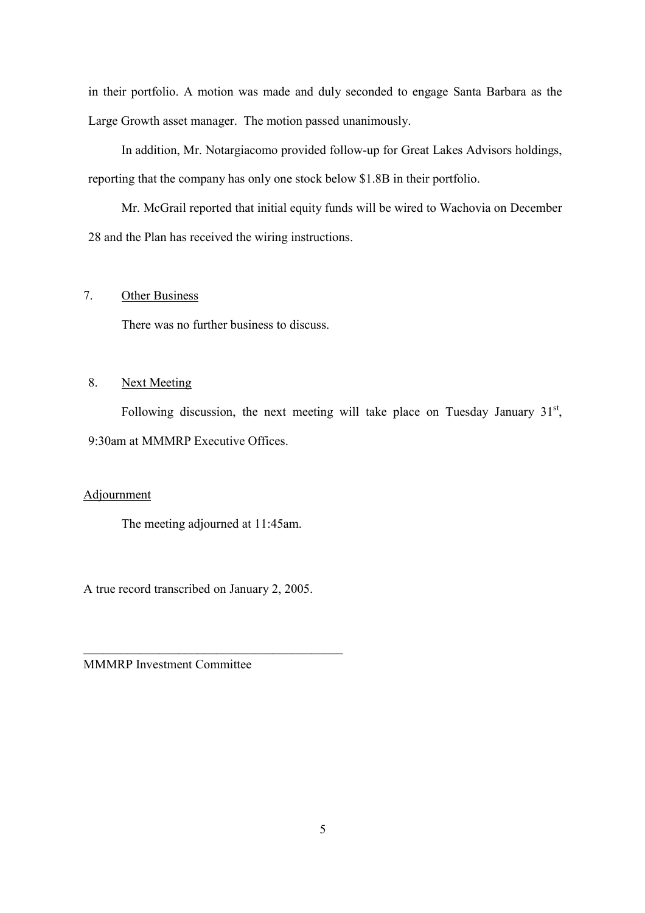in their portfolio. A motion was made and duly seconded to engage Santa Barbara as the Large Growth asset manager. The motion passed unanimously.

In addition, Mr. Notargiacomo provided follow-up for Great Lakes Advisors holdings, reporting that the company has only one stock below $1.8B in their portfolio.

Mr. McGrail reported that initial equity funds will be wired to Wachovia on December 28 and the Plan has received the wiring instructions.

7. Other Business

There was no further business to discuss.

8. Next Meeting

Following discussion, the next meeting will take place on Tuesday January 31st, 9:30am at MMMRP Executive Offices.

Adjournment

The meeting adjourned at 11:45am.

A true record transcribed on January 2, 2005.

\_\_\_\_\_\_\_\_\_\_\_\_\_\_\_\_\_\_\_\_\_\_\_\_\_\_\_\_\_\_\_\_\_\_\_\_\_\_\_\_

MMMRP Investment Committee